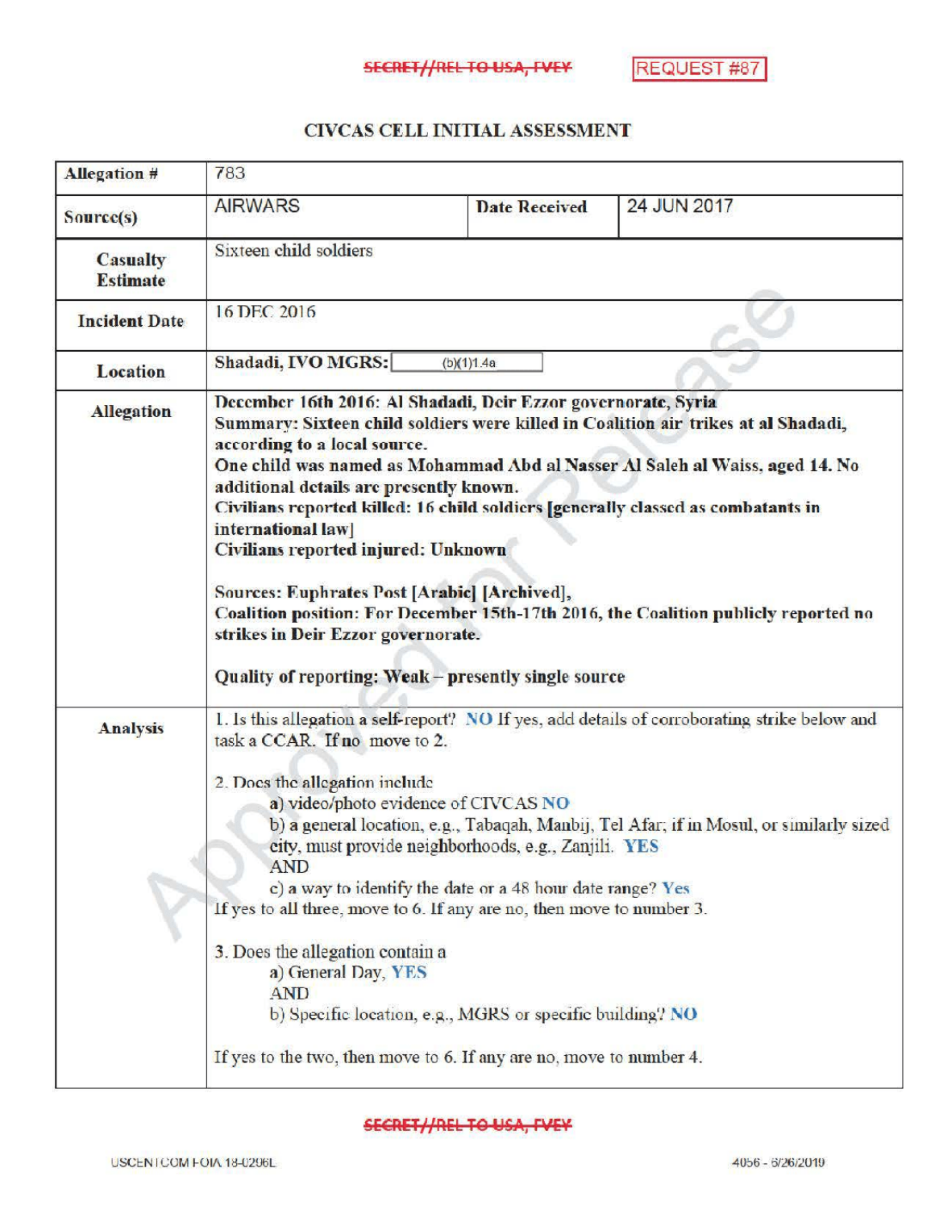SECRET//REL TO USA, FVEY

REQUEST #87

# CIVCAS CELL INITIAL ASSESSMENT

| Allegation # | 783 | | |
|---|---|---|---|
| Source(s) | AIRWARS | Date Received | 24 JUN 2017 |
| Casualty Estimate | Sixteen child soldiers | | |
| Incident Date | 16 DEC 2016 | | |
| Location | Shadadi, IVO MGRS: (b)(1)1.4a | | |
| Allegation | **December 16th 2016: Al Shadadi, Deir Ezzor governorate, Syria**<br>**Summary: Sixteen child soldiers were killed in Coalition air trikes at al Shadadi, according to a local source.**<br>**One child was named as Mohammad Abd al Nasser Al Saleh al Waiss, aged 14. No additional details are presently known.**<br>**Civilians reported killed: 16 child soldiers [generally classed as combatants in international law]**<br>**Civilians reported injured: Unknown**<br><br>**Sources: Euphrates Post [Arabic] [Archived],**<br>**Coalition position: For December 15th-17th 2016, the Coalition publicly reported no strikes in Deir Ezzor governorate.**<br><br>**Quality of reporting: Weak – presently single source** | | |
| Analysis | 1. Is this allegation a self-report? NO If yes, add details of corroborating strike below and task a CCAR. If no move to 2.<br><br>2. Does the allegation include<br>a) video/photo evidence of CIVCAS NO<br>b) a general location, e.g., Tabaqah, Manbij, Tel Afar; if in Mosul, or similarly sized city, must provide neighborhoods, e.g., Zanjili. YES<br>AND<br>c) a way to identify the date or a 48 hour date range? Yes<br>If yes to all three, move to 6. If any are no, then move to number 3.<br><br>3. Does the allegation contain a<br>a) General Day, YES<br>AND<br>b) Specific location, e.g., MGRS or specific building? NO<br><br>If yes to the two, then move to 6. If any are no, move to number 4. | | |

SECRET//REL TO USA, FVEY

USCENTCOM FOIA 18-0296L 4056 - 6/26/2019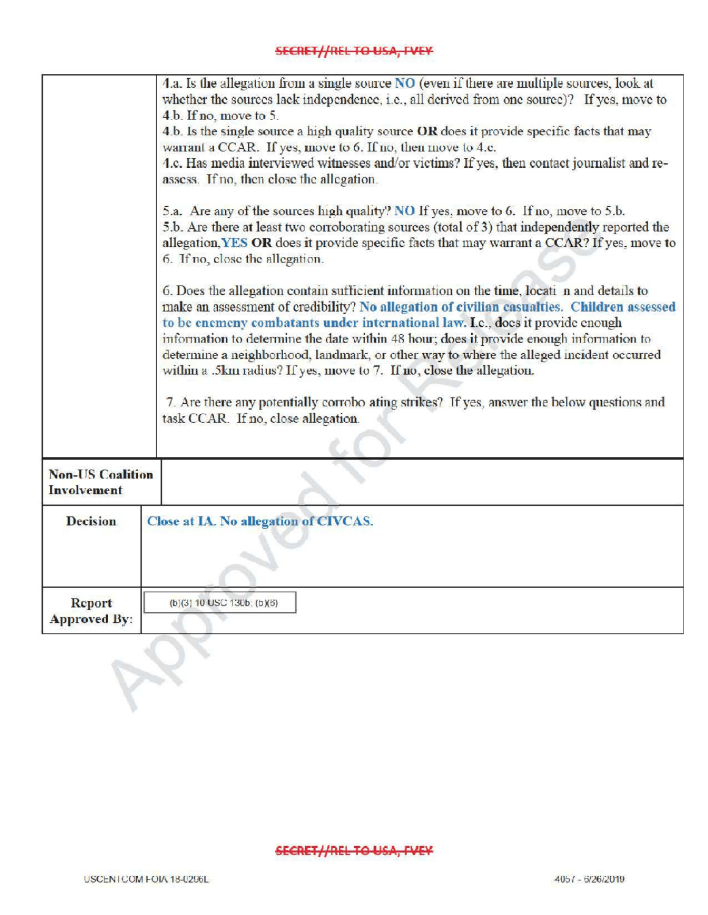SECRET//REL TO USA, FVEY

| | |
|---|---|
| | 4.a. Is the allegation from a single source **NO** (even if there are multiple sources, look at whether the sources lack independence, i.e., all derived from one source)? If yes, move to 4.b. If no, move to 5.<br>4.b. Is the single source a high quality source **OR** does it provide specific facts that may warrant a CCAR. If yes, move to 6. If no, then move to 4.c.<br>4.c. Has media interviewed witnesses and/or victims? If yes, then contact journalist and re-assess. If no, then close the allegation.<br><br>5.a. Are any of the sources high quality? **NO** If yes, move to 6. If no, move to 5.b.<br>5.b. Are there at least two corroborating sources (total of 3) that independently reported the allegation, **YES** **OR** does it provide specific facts that may warrant a CCAR? If yes, move to 6. If no, close the allegation.<br><br>6. Does the allegation contain sufficient information on the time, locati n and details to make an assessment of credibility? **No allegation of civilian casualties. Children assessed to be enemeny combatants under international law.** I.e., does it provide enough information to determine the date within 48 hour; does it provide enough information to determine a neighborhood, landmark, or other way to where the alleged incident occurred within a .5km radius? If yes, move to 7. If no, close the allegation.<br><br>7. Are there any potentially corrobo ating strikes? If yes, answer the below questions and task CCAR. If no, close allegation. |
| **Non-US Coalition Involvement** | |
| **Decision** | **Close at IA. No allegation of CIVCAS.** |
| **Report Approved By:** | (b)(3) 10 USC 130b; (b)(6) |

SECRET//REL TO USA, FVEY

USCENTCOM FOIA 18-0296L

4057 - 6/26/2019